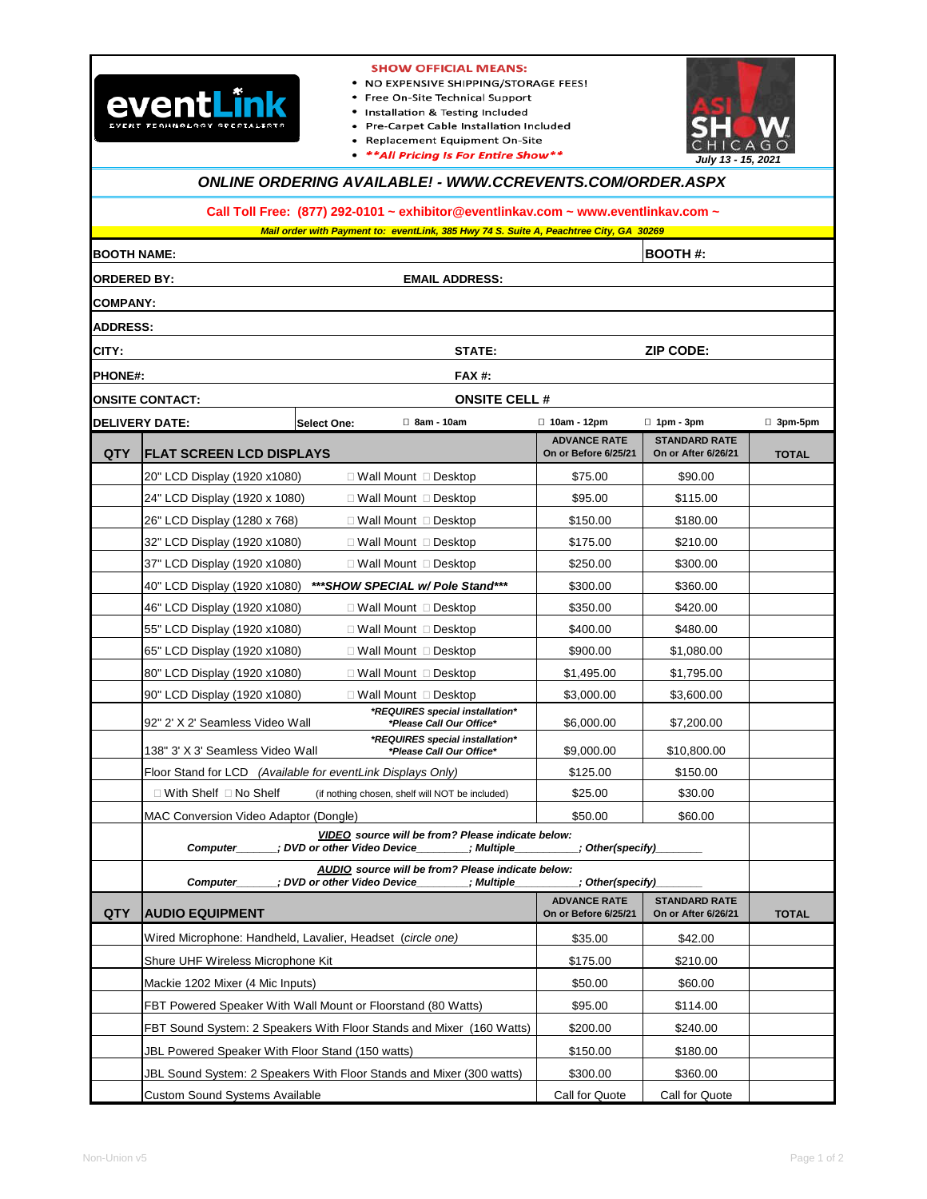**eventLink** EVENT TECHNOLOGY SPECIALISTS

**SHOW OFFICIAL MEANS:**

- NO EXPENSIVE SHIPPING/STORAGE FEES!
- Free On-Site Technical Support
- Installation & Testing Included
- Pre-Carpet Cable Installation Included
- Replacement Equipment On-Site
- ***\*\*All Pricing Is For Entire Show\*\****

**ASI SHOW CHICAGO**
*July 13 - 15, 2021*

## *ONLINE ORDERING AVAILABLE! - WWW.CCREVENTS.COM/ORDER.ASPX*

**Call Toll Free: (877) 292-0101 ~ exhibitor@eventlinkav.com ~ www.eventlinkav.com ~**

***Mail order with Payment to: eventLink, 385 Hwy 74 S. Suite A, Peachtree City, GA 30269***

| | | |
|---|---|---|
| **BOOTH NAME:** | | **BOOTH #:** |
| **ORDERED BY:** | **EMAIL ADDRESS:** | |
| **COMPANY:** | | |
| **ADDRESS:** | | |
| **CITY:** | **STATE:** | **ZIP CODE:** |
| **PHONE#:** | **FAX #:** | |
| **ONSITE CONTACT:** | **ONSITE CELL #** | |

**DELIVERY DATE:** **Select One:** ☐ 8am - 10am ☐ 10am - 12pm ☐ 1pm - 3pm ☐ 3pm-5pm

| QTY | FLAT SCREEN LCD DISPLAYS | | ADVANCE RATE On or Before 6/25/21 | STANDARD RATE On or After 6/26/21 | TOTAL |
|---|---|---|---|---|---|
| | 20" LCD Display (1920 x1080) | ☐ Wall Mount ☐ Desktop | $75.00 | $90.00 | |
| | 24" LCD Display (1920 x 1080) | ☐ Wall Mount ☐ Desktop | $95.00 | $115.00 | |
| | 26" LCD Display (1280 x 768) | ☐ Wall Mount ☐ Desktop | $150.00 | $180.00 | |
| | 32" LCD Display (1920 x1080) | ☐ Wall Mount ☐ Desktop | $175.00 | $210.00 | |
| | 37" LCD Display (1920 x1080) | ☐ Wall Mount ☐ Desktop | $250.00 | $300.00 | |
| | 40" LCD Display (1920 x1080) | ***\*\*\*SHOW SPECIAL w/ Pole Stand\*\*\**** | $300.00 | $360.00 | |
| | 46" LCD Display (1920 x1080) | ☐ Wall Mount ☐ Desktop | $350.00 | $420.00 | |
| | 55" LCD Display (1920 x1080) | ☐ Wall Mount ☐ Desktop | $400.00 | $480.00 | |
| | 65" LCD Display (1920 x1080) | ☐ Wall Mount ☐ Desktop | $900.00 | $1,080.00 | |
| | 80" LCD Display (1920 x1080) | ☐ Wall Mount ☐ Desktop | $1,495.00 | $1,795.00 | |
| | 90" LCD Display (1920 x1080) | ☐ Wall Mount ☐ Desktop | $3,000.00 | $3,600.00 | |
| | 92" 2' X 2' Seamless Video Wall | ***\*REQUIRES special installation\**** ***\*Please Call Our Office\**** | $6,000.00 | $7,200.00 | |
| | 138" 3' X 3' Seamless Video Wall | ***\*REQUIRES special installation\**** ***\*Please Call Our Office\**** | $9,000.00 | $10,800.00 | |
| | Floor Stand for LCD *(Available for eventLink Displays Only)* | | $125.00 | $150.00 | |
| | ☐ With Shelf ☐ No Shelf | (if nothing chosen, shelf will NOT be included) | $25.00 | $30.00 | |
| | MAC Conversion Video Adaptor (Dongle) | | $50.00 | $60.00 | |
| | ***VIDEO source will be from? Please indicate below:*** ***Computer_______; DVD or other Video Device_________; Multiple__________; Other(specify)________*** | | | | |
| | ***AUDIO source will be from? Please indicate below:*** ***Computer_______; DVD or other Video Device_________; Multiple__________; Other(specify)________*** | | | | |

| QTY | AUDIO EQUIPMENT | ADVANCE RATE On or Before 6/25/21 | STANDARD RATE On or After 6/26/21 | TOTAL |
|---|---|---|---|---|
| | Wired Microphone: Handheld, Lavalier, Headset *(circle one)* | $35.00 | $42.00 | |
| | Shure UHF Wireless Microphone Kit | $175.00 | $210.00 | |
| | Mackie 1202 Mixer (4 Mic Inputs) | $50.00 | $60.00 | |
| | FBT Powered Speaker With Wall Mount or Floorstand (80 Watts) | $95.00 | $114.00 | |
| | FBT Sound System: 2 Speakers With Floor Stands and Mixer (160 Watts) | $200.00 | $240.00 | |
| | JBL Powered Speaker With Floor Stand (150 watts) | $150.00 | $180.00 | |
| | JBL Sound System: 2 Speakers With Floor Stands and Mixer (300 watts) | $300.00 | $360.00 | |
| | Custom Sound Systems Available | Call for Quote | Call for Quote | |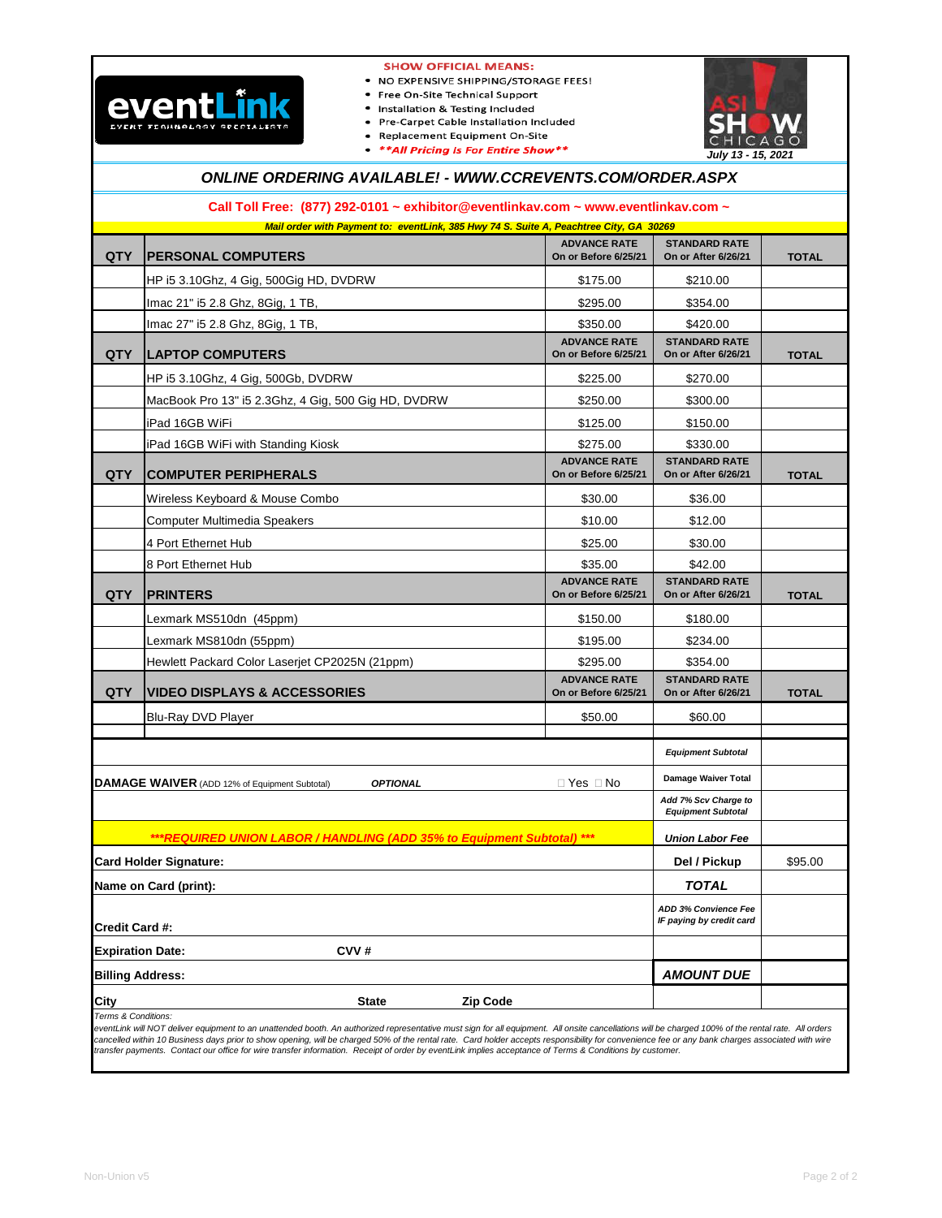**SHOW OFFICIAL MEANS:**

- NO EXPENSIVE SHIPPING/STORAGE FEES!
- Free On-Site Technical Support
- Installation & Testing Included
- Pre-Carpet Cable Installation Included
- Replacement Equipment On-Site
- ***All Pricing Is For Entire Show***

*July 13 - 15, 2021*

## *ONLINE ORDERING AVAILABLE! - WWW.CCREVENTS.COM/ORDER.ASPX*

**Call Toll Free: (877) 292-0101 ~ exhibitor@eventlinkav.com ~ www.eventlinkav.com ~**

***Mail order with Payment to: eventLink, 385 Hwy 74 S. Suite A, Peachtree City, GA 30269***

| QTY | PERSONAL COMPUTERS | ADVANCE RATE On or Before 6/25/21 | STANDARD RATE On or After 6/26/21 | TOTAL |
|---|---|---|---|---|
| | HP i5 3.10Ghz, 4 Gig, 500Gig HD, DVDRW | $175.00 | $210.00 | |
| | Imac 21" i5 2.8 Ghz, 8Gig, 1 TB, | $295.00 | $354.00 | |
| | Imac 27" i5 2.8 Ghz, 8Gig, 1 TB, | $350.00 | $420.00 | |
| **QTY** | **LAPTOP COMPUTERS** | **ADVANCE RATE On or Before 6/25/21** | **STANDARD RATE On or After 6/26/21** | **TOTAL** |
| | HP i5 3.10Ghz, 4 Gig, 500Gb, DVDRW | $225.00 | $270.00 | |
| | MacBook Pro 13" i5 2.3Ghz, 4 Gig, 500 Gig HD, DVDRW | $250.00 | $300.00 | |
| | iPad 16GB WiFi | $125.00 | $150.00 | |
| | iPad 16GB WiFi with Standing Kiosk | $275.00 | $330.00 | |
| **QTY** | **COMPUTER PERIPHERALS** | **ADVANCE RATE On or Before 6/25/21** | **STANDARD RATE On or After 6/26/21** | **TOTAL** |
| | Wireless Keyboard & Mouse Combo | $30.00 | $36.00 | |
| | Computer Multimedia Speakers | $10.00 | $12.00 | |
| | 4 Port Ethernet Hub | $25.00 | $30.00 | |
| | 8 Port Ethernet Hub | $35.00 | $42.00 | |
| **QTY** | **PRINTERS** | **ADVANCE RATE On or Before 6/25/21** | **STANDARD RATE On or After 6/26/21** | **TOTAL** |
| | Lexmark MS510dn (45ppm) | $150.00 | $180.00 | |
| | Lexmark MS810dn (55ppm) | $195.00 | $234.00 | |
| | Hewlett Packard Color Laserjet CP2025N (21ppm) | $295.00 | $354.00 | |
| **QTY** | **VIDEO DISPLAYS & ACCESSORIES** | **ADVANCE RATE On or Before 6/25/21** | **STANDARD RATE On or After 6/26/21** | **TOTAL** |
| | Blu-Ray DVD Player | $50.00 | $60.00 | |
| | | | | |

| | | | |
|---|---|---|---|
| | | *Equipment Subtotal* | |
| **DAMAGE WAIVER** (ADD 12% of Equipment Subtotal) ***OPTIONAL*** | ☐ Yes ☐ No | Damage Waiver Total | |
| | | *Add 7% Scv Charge to Equipment Subtotal* | |
| ****REQUIRED UNION LABOR / HANDLING (ADD 35% to Equipment Subtotal) **** | | *Union Labor Fee* | |
| **Card Holder Signature:** | | **Del / Pickup** | $95.00 |
| **Name on Card (print):** | | ***TOTAL*** | |
| **Credit Card #:** | | *ADD 3% Convience Fee IF paying by credit card* | |
| **Expiration Date:** **CVV #** | | | |
| **Billing Address:** | | ***AMOUNT DUE*** | |
| **City** **State** **Zip Code** | | | |

*Terms & Conditions:*

*eventLink will NOT deliver equipment to an unattended booth. An authorized representative must sign for all equipment. All onsite cancellations will be charged 100% of the rental rate. All orders cancelled within 10 Business days prior to show opening, will be charged 50% of the rental rate. Card holder accepts responsibility for convenience fee or any bank charges associated with wire transfer payments. Contact our office for wire transfer information. Receipt of order by eventLink implies acceptance of Terms & Conditions by customer.*